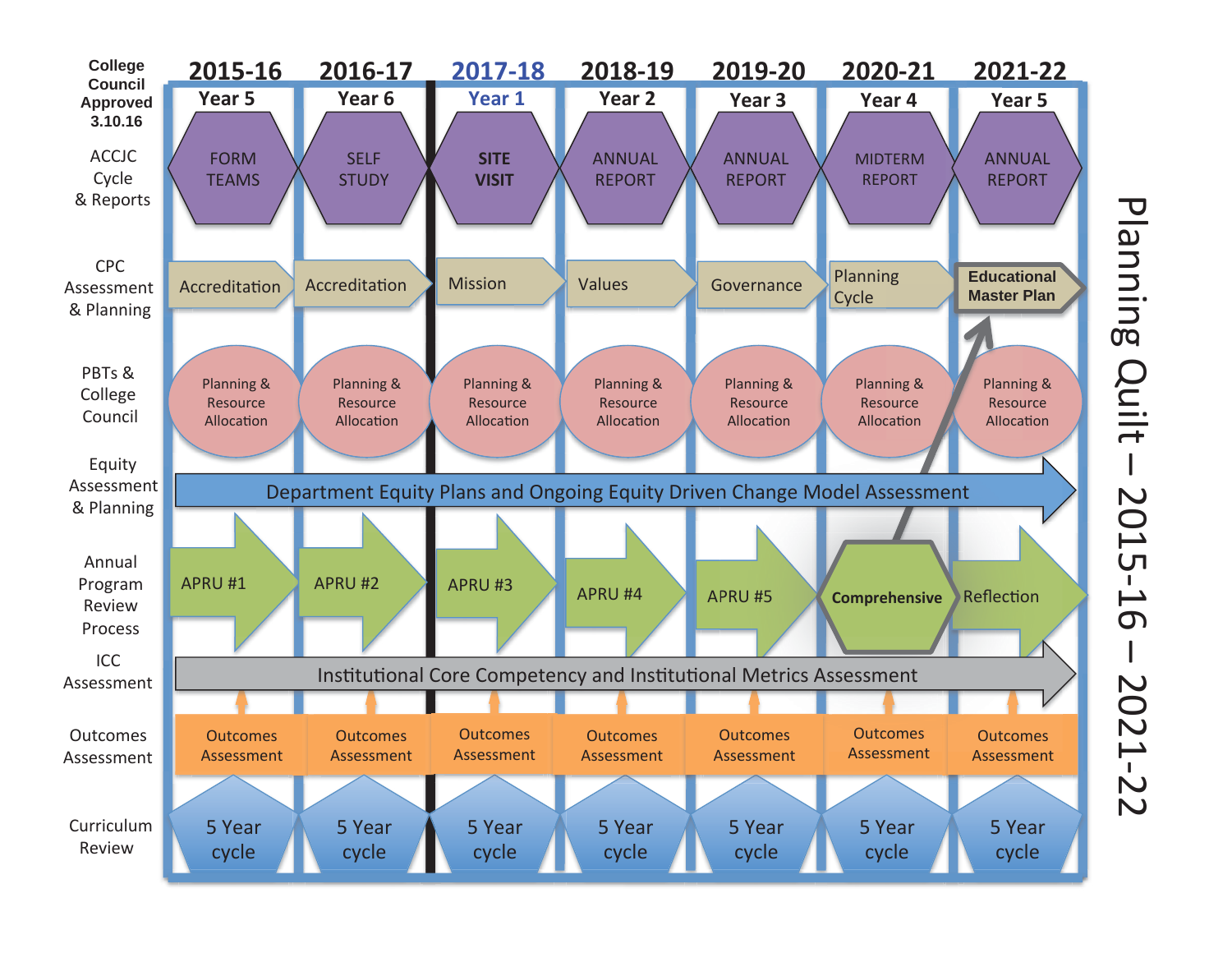# Planning Quilt – 2015-16 – 2021-22

College Council Approved 3.10.16

| | 2015-16 | 2016-17 | 2017-18 | 2018-19 | 2019-20 | 2020-21 | 2021-22 |
|---|---|---|---|---|---|---|---|
| | Year 5 | Year 6 | Year 1 | Year 2 | Year 3 | Year 4 | Year 5 |
| ACCJC Cycle & Reports | FORM TEAMS | SELF STUDY | **SITE VISIT** | ANNUAL REPORT | ANNUAL REPORT | MIDTERM REPORT | ANNUAL REPORT |
| CPC Assessment & Planning | Accreditation | Accreditation | Mission | Values | Governance | Planning Cycle | **Educational Master Plan** |
| PBTs & College Council | Planning & Resource Allocation | Planning & Resource Allocation | Planning & Resource Allocation | Planning & Resource Allocation | Planning & Resource Allocation | Planning & Resource Allocation | Planning & Resource Allocation |
| Equity Assessment & Planning | Department Equity Plans and Ongoing Equity Driven Change Model Assessment | | | | | | |
| Annual Program Review Process | APRU #1 | APRU #2 | APRU #3 | APRU #4 | APRU #5 | **Comprehensive** | Reflection |
| ICC Assessment | Institutional Core Competency and Institutional Metrics Assessment | | | | | | |
| Outcomes Assessment | Outcomes Assessment | Outcomes Assessment | Outcomes Assessment | Outcomes Assessment | Outcomes Assessment | Outcomes Assessment | Outcomes Assessment |
| Curriculum Review | 5 Year cycle | 5 Year cycle | 5 Year cycle | 5 Year cycle | 5 Year cycle | 5 Year cycle | 5 Year cycle |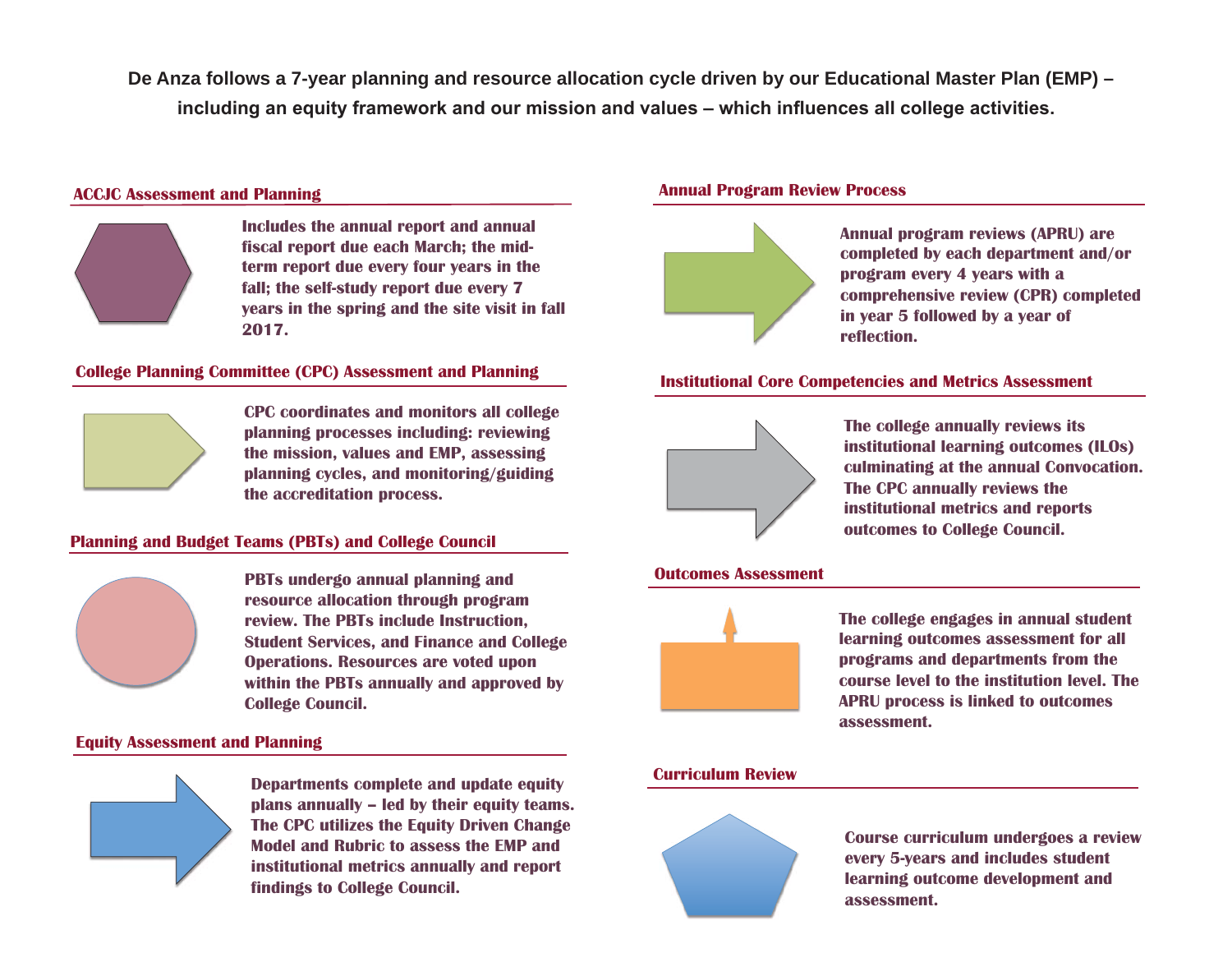**De Anza follows a 7-year planning and resource allocation cycle driven by our Educational Master Plan (EMP) – including an equity framework and our mission and values – which influences all college activities.**

### ACCJC Assessment and Planning

**Includes the annual report and annual fiscal report due each March; the mid-term report due every four years in the fall; the self-study report due every 7 years in the spring and the site visit in fall 2017.**

### College Planning Committee (CPC) Assessment and Planning

**CPC coordinates and monitors all college planning processes including: reviewing the mission, values and EMP, assessing planning cycles, and monitoring/guiding the accreditation process.**

### Planning and Budget Teams (PBTs) and College Council

**PBTs undergo annual planning and resource allocation through program review. The PBTs include Instruction, Student Services, and Finance and College Operations. Resources are voted upon within the PBTs annually and approved by College Council.**

### Equity Assessment and Planning

**Departments complete and update equity plans annually – led by their equity teams. The CPC utilizes the Equity Driven Change Model and Rubric to assess the EMP and institutional metrics annually and report findings to College Council.**

### Annual Program Review Process

**Annual program reviews (APRU) are completed by each department and/or program every 4 years with a comprehensive review (CPR) completed in year 5 followed by a year of reflection.**

### Institutional Core Competencies and Metrics Assessment

**The college annually reviews its institutional learning outcomes (ILOs) culminating at the annual Convocation. The CPC annually reviews the institutional metrics and reports outcomes to College Council.**

### Outcomes Assessment

**The college engages in annual student learning outcomes assessment for all programs and departments from the course level to the institution level. The APRU process is linked to outcomes assessment.**

### Curriculum Review

**Course curriculum undergoes a review every 5-years and includes student learning outcome development and assessment.**